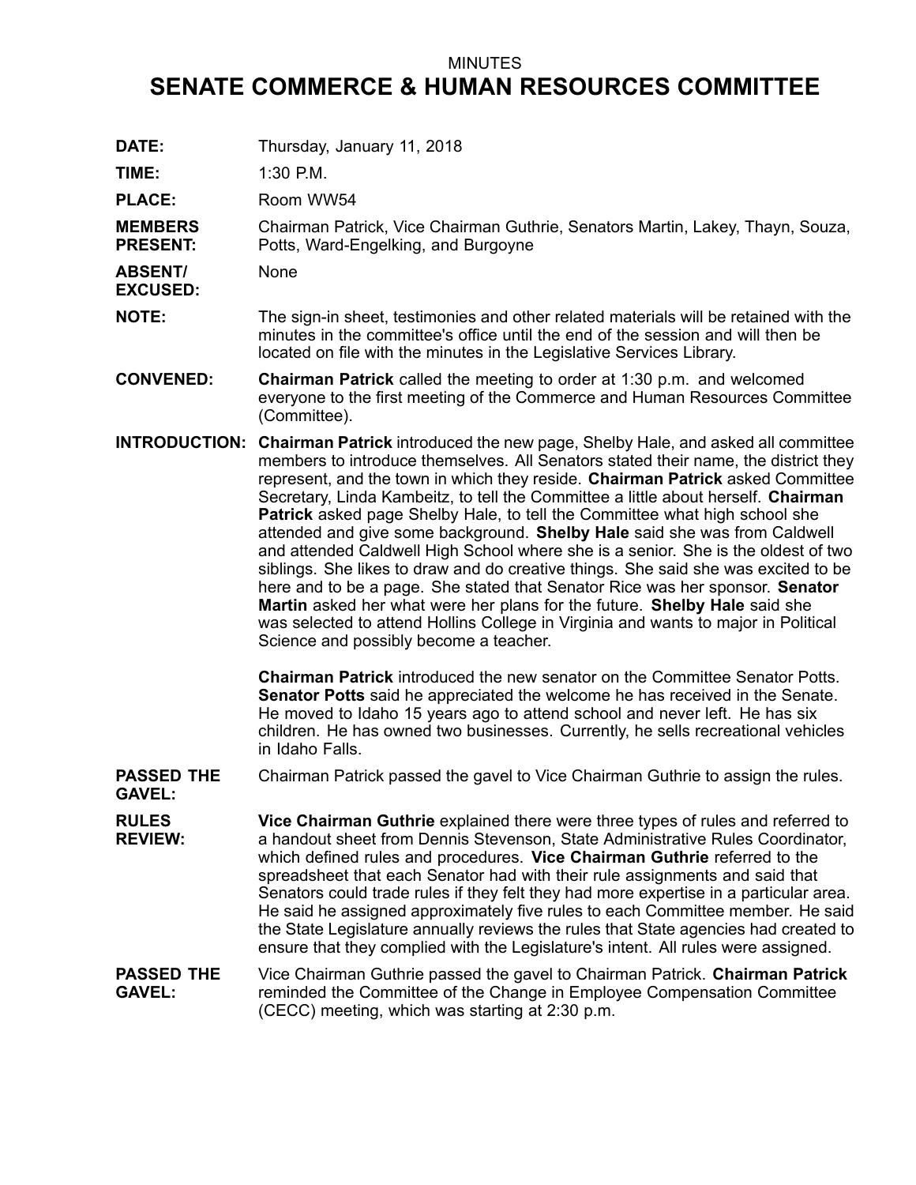MINUTES

# SENATE COMMERCE & HUMAN RESOURCES COMMITTEE

**DATE:** Thursday, January 11, 2018

**TIME:** 1:30 P.M.

**PLACE:** Room WW54

**MEMBERS PRESENT:** Chairman Patrick, Vice Chairman Guthrie, Senators Martin, Lakey, Thayn, Souza, Potts, Ward-Engelking, and Burgoyne

**ABSENT/ EXCUSED:** None

**NOTE:** The sign-in sheet, testimonies and other related materials will be retained with the minutes in the committee's office until the end of the session and will then be located on file with the minutes in the Legislative Services Library.

**CONVENED:** **Chairman Patrick** called the meeting to order at 1:30 p.m. and welcomed everyone to the first meeting of the Commerce and Human Resources Committee (Committee).

**INTRODUCTION:** **Chairman Patrick** introduced the new page, Shelby Hale, and asked all committee members to introduce themselves. All Senators stated their name, the district they represent, and the town in which they reside. **Chairman Patrick** asked Committee Secretary, Linda Kambeitz, to tell the Committee a little about herself. **Chairman Patrick** asked page Shelby Hale, to tell the Committee what high school she attended and give some background. **Shelby Hale** said she was from Caldwell and attended Caldwell High School where she is a senior. She is the oldest of two siblings. She likes to draw and do creative things. She said she was excited to be here and to be a page. She stated that Senator Rice was her sponsor. **Senator Martin** asked her what were her plans for the future. **Shelby Hale** said she was selected to attend Hollins College in Virginia and wants to major in Political Science and possibly become a teacher.

**Chairman Patrick** introduced the new senator on the Committee Senator Potts. **Senator Potts** said he appreciated the welcome he has received in the Senate. He moved to Idaho 15 years ago to attend school and never left. He has six children. He has owned two businesses. Currently, he sells recreational vehicles in Idaho Falls.

**PASSED THE GAVEL:** Chairman Patrick passed the gavel to Vice Chairman Guthrie to assign the rules.

**RULES REVIEW:** **Vice Chairman Guthrie** explained there were three types of rules and referred to a handout sheet from Dennis Stevenson, State Administrative Rules Coordinator, which defined rules and procedures. **Vice Chairman Guthrie** referred to the spreadsheet that each Senator had with their rule assignments and said that Senators could trade rules if they felt they had more expertise in a particular area. He said he assigned approximately five rules to each Committee member. He said the State Legislature annually reviews the rules that State agencies had created to ensure that they complied with the Legislature's intent. All rules were assigned.

**PASSED THE GAVEL:** Vice Chairman Guthrie passed the gavel to Chairman Patrick. **Chairman Patrick** reminded the Committee of the Change in Employee Compensation Committee (CECC) meeting, which was starting at 2:30 p.m.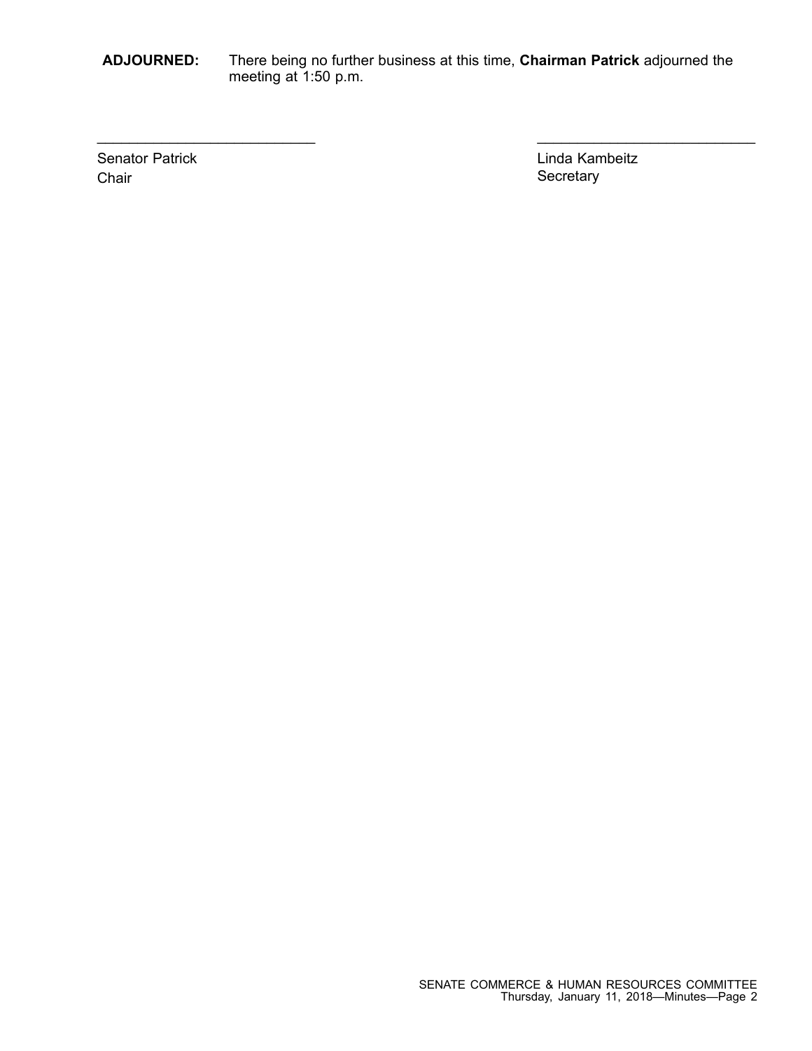**ADJOURNED:** There being no further business at this time, **Chairman Patrick** adjourned the meeting at 1:50 p.m.

___________________________
Senator Patrick
Chair

___________________________
Linda Kambeitz
Secretary